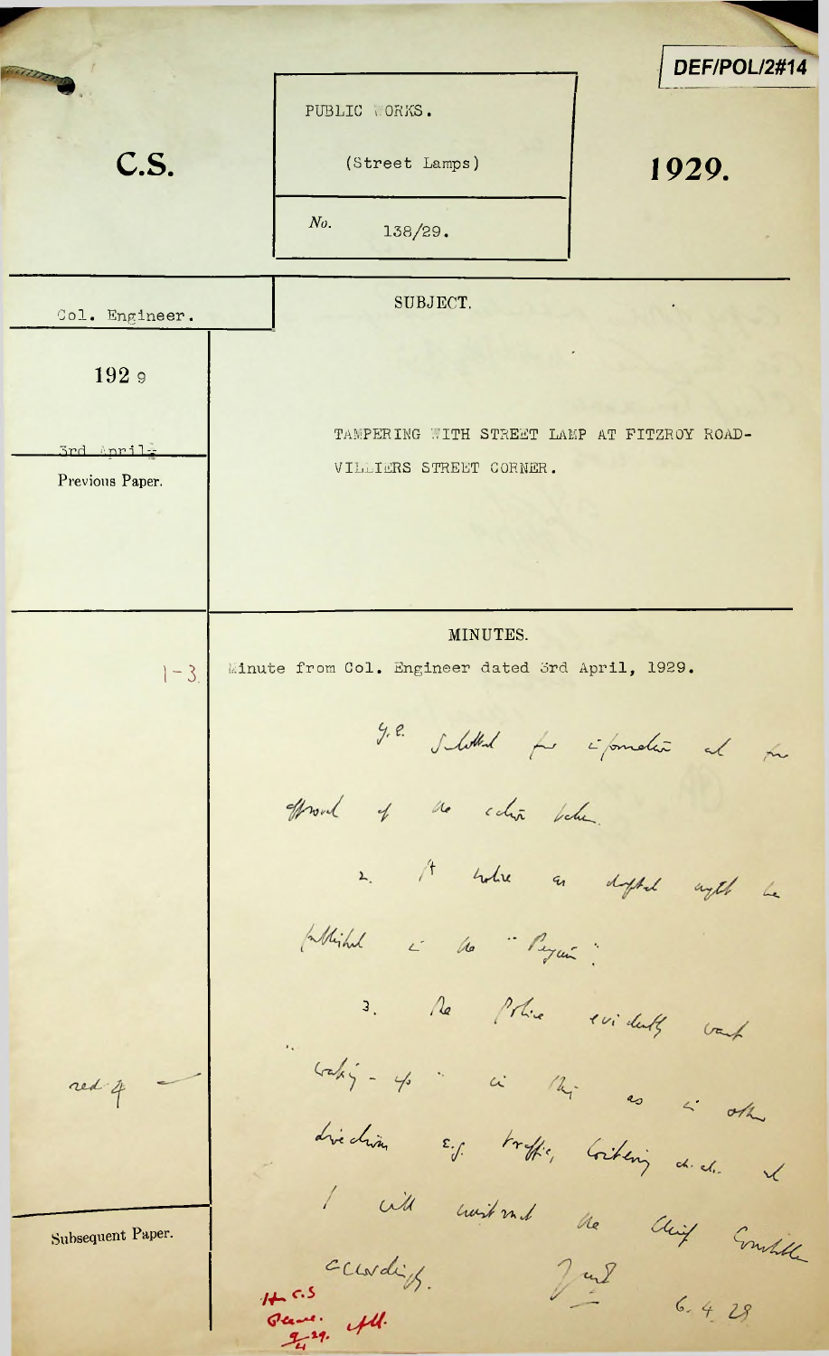DEF/POL/2#14

**C.S.**

PUBLIC WORKS.

(Street Lamps)

No. 138/29.

**1929.**

Col. Engineer.

192 9

3rd April.

Previous Paper.

SUBJECT.

TAMPERING WITH STREET LAMP AT FITZROY ROAD-VILLIERS STREET CORNER.

MINUTES.

1-3. Minute from Col. Engineer dated 3rd April, 1929.

H.E.

Submitted for information and for approval of the action taken.

2. A notice as drafted might be published in the "Penguin".

3. The Police evidently want "waking - up" in this as in other directions e.g. traffic, loitering etc. etc. and I will instruct the Chief Constable accordingly.

(initialled) 6. 4. 29

red 4 —

Subsequent Paper.

H. C.S.

Approved. (initialled) 9/4/29.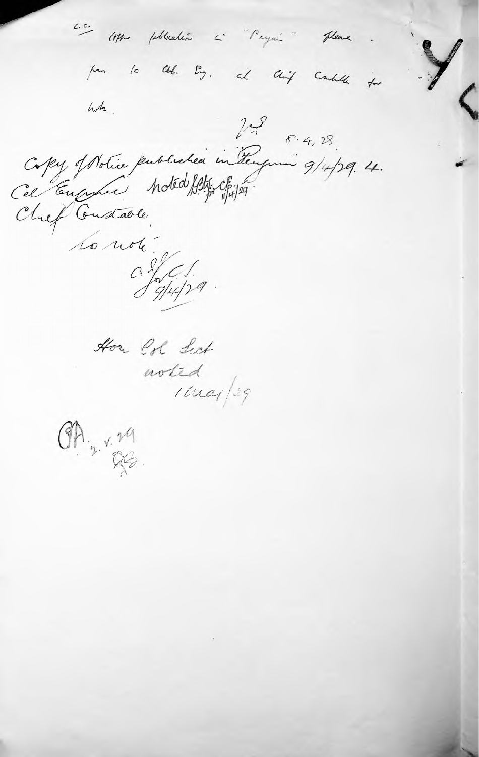C.C. After publication in "Penguin" please pass to Col. Eng. and Chief Constable for note.

J.S. 8.4.28.

Copy of Notice published in Penguin 9/4/29. 4.

Col Engineer noted

Chief Constable, 11/4/29

to note.

C.S. C.S.

9/4/29.

Hon Col Sect

noted

1 May/29

P.A. 2. v. 29

G.B.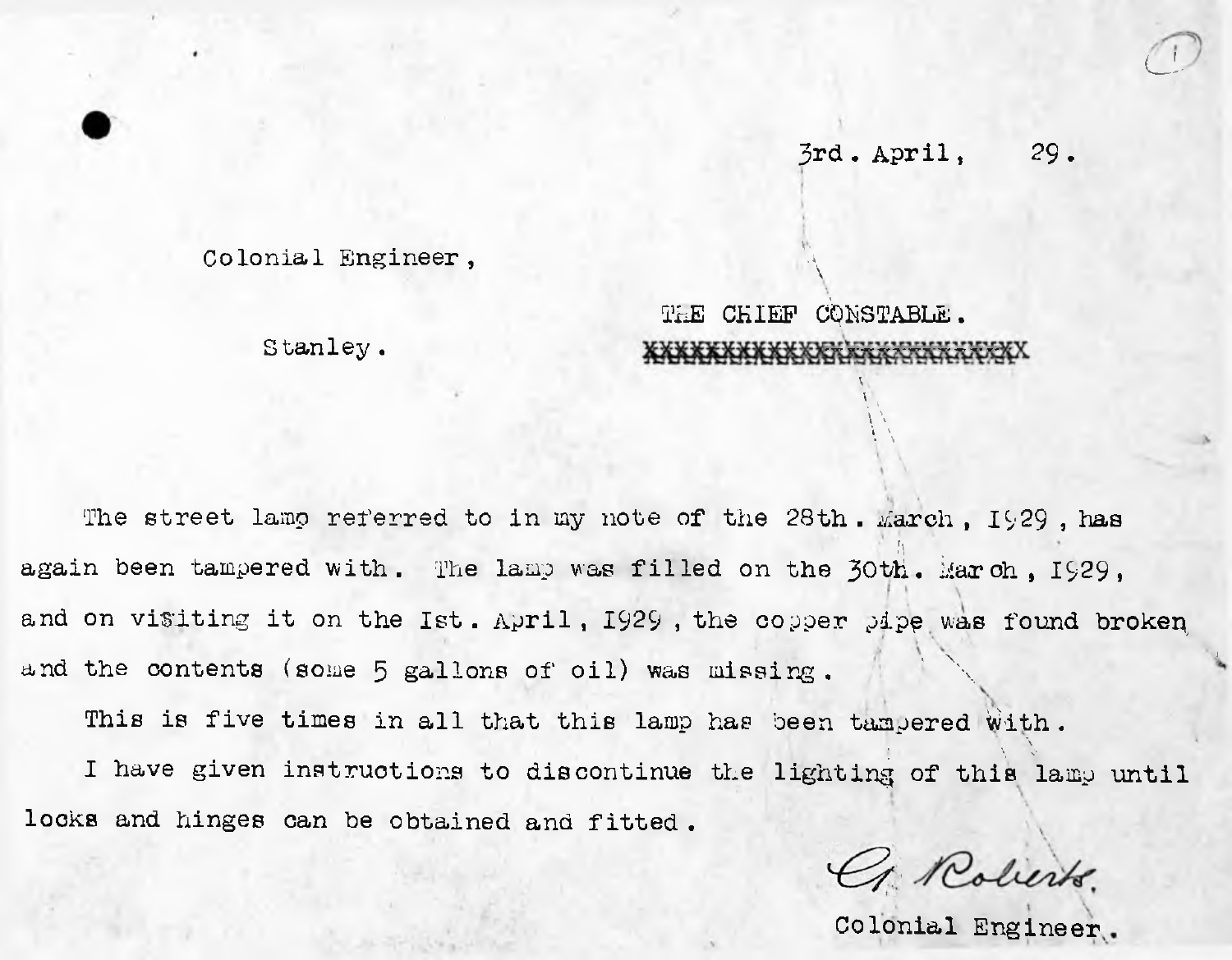3rd. April, 29.

Colonial Engineer,

Stanley.

THE CHIEF CONSTABLE.

XXXXXXXXXXXXXXXXXXXXXXXXX

The street lamp referred to in my note of the 28th. March, 1929, has again been tampered with. The lamp was filled on the 30th. March, 1929, and on visiting it on the Ist. April, 1929, the copper pipe was found broken and the contents (some 5 gallons of oil) was missing.

This is five times in all that this lamp has been tampered with.

I have given instructions to discontinue the lighting of this lamp until locks and hinges can be obtained and fitted.

G. Roberts.

Colonial Engineer.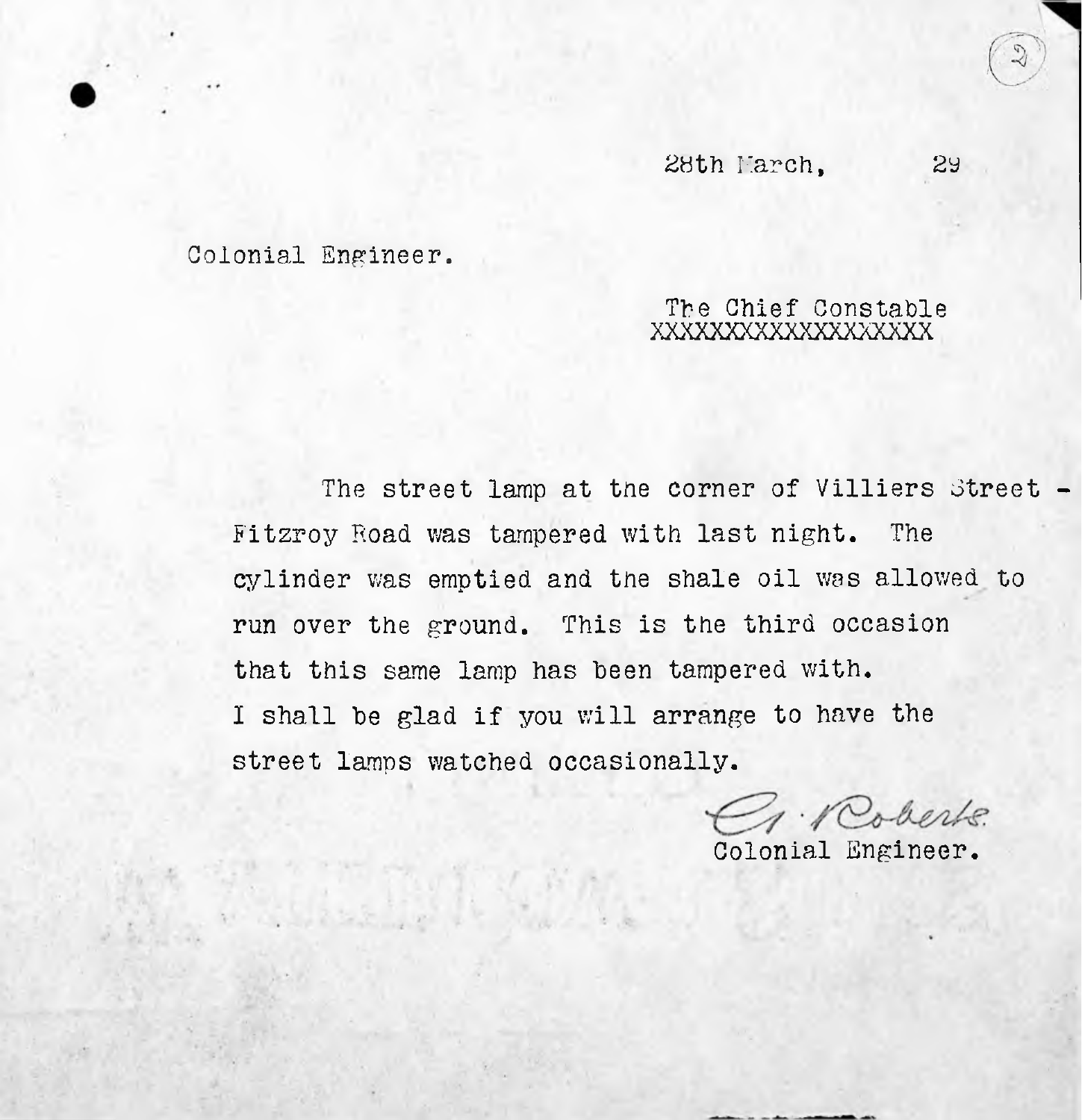28th March, 29

Colonial Engineer.

The Chief Constable
XXXXXXXXXXXXXXXXXXX

The street lamp at the corner of Villiers Street - Fitzroy Road was tampered with last night. The cylinder was emptied and the shale oil was allowed to run over the ground. This is the third occasion that this same lamp has been tampered with. I shall be glad if you will arrange to have the street lamps watched occasionally.

G. Roberts
Colonial Engineer.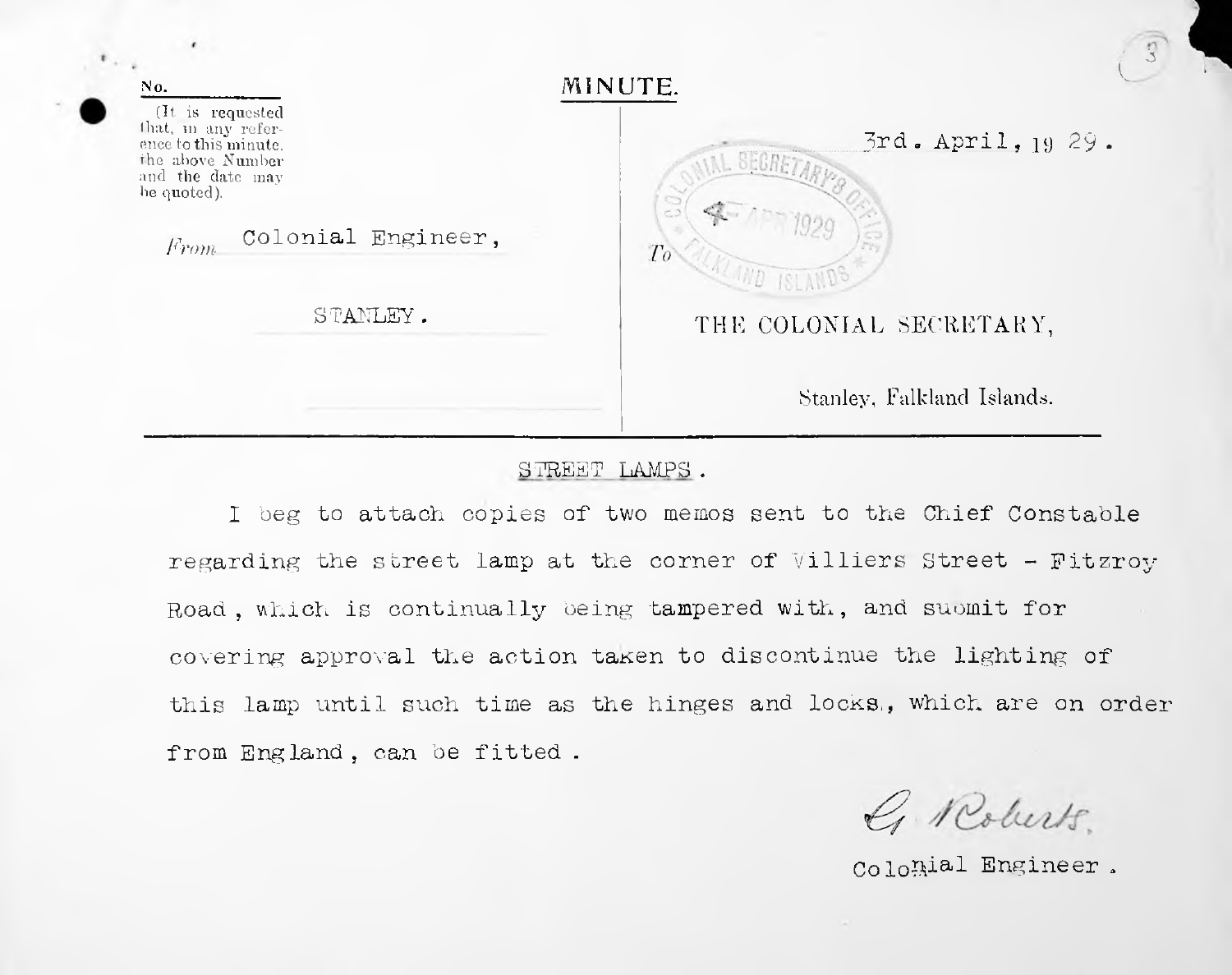No.

(It is requested that, in any reference to this minute, the above Number and the date may be quoted).

# MINUTE.

*From* Colonial Engineer,

STANLEY.

3rd. April, 19 29.

COLONIAL SECRETARY'S OFFICE — APR 1929 — FALKLAND ISLANDS

*To* THE COLONIAL SECRETARY,

Stanley, Falkland Islands.

---

STREET LAMPS.

I beg to attach copies of two memos sent to the Chief Constable regarding the street lamp at the corner of Villiers Street - Fitzroy Road, which is continually being tampered with, and submit for covering approval the action taken to discontinue the lighting of this lamp until such time as the hinges and locks, which are on order from England, can be fitted.

G. Roberts.

Colonial Engineer.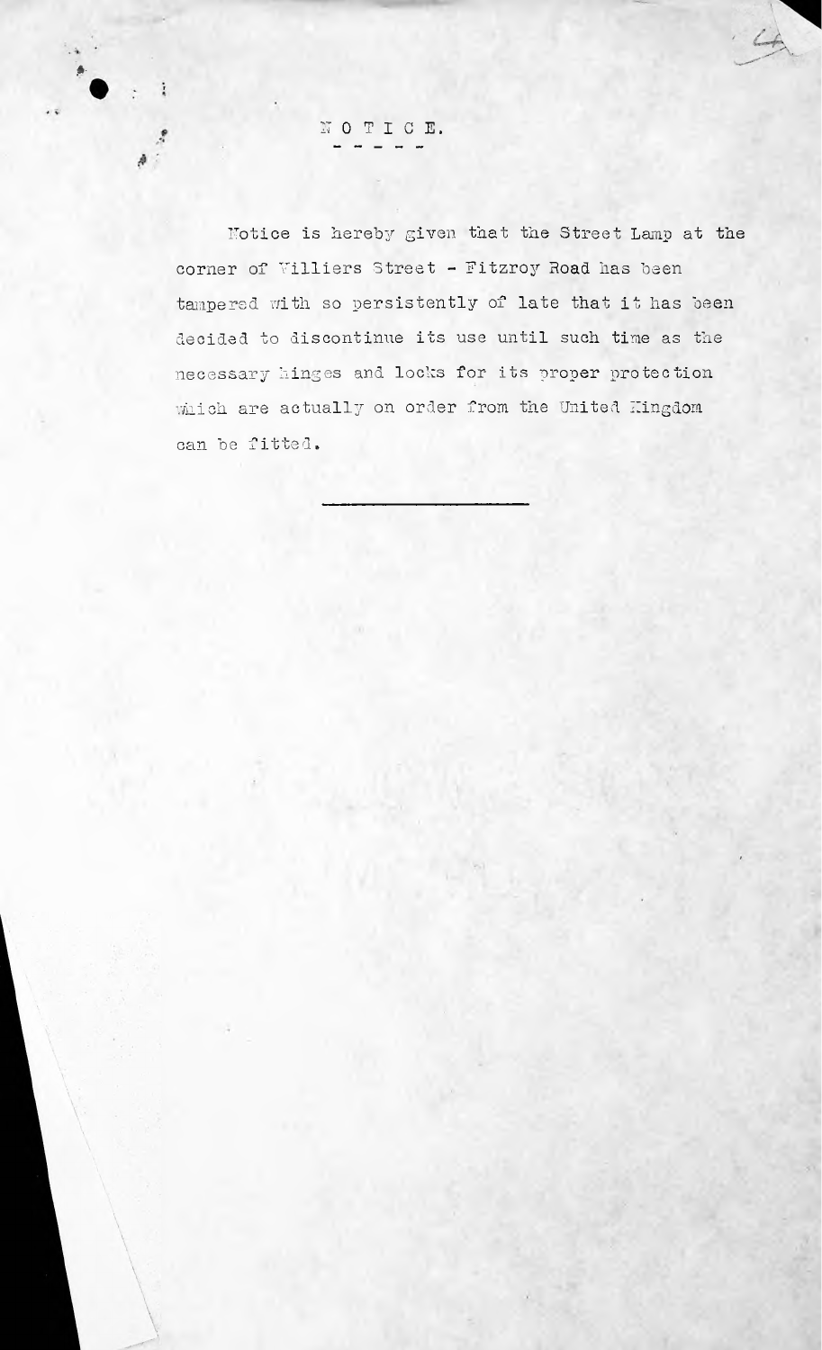# NOTICE.

Notice is hereby given that the Street Lamp at the corner of Villiers Street - Fitzroy Road has been tampered with so persistently of late that it has been decided to discontinue its use until such time as the necessary hinges and locks for its proper protection which are actually on order from the United Kingdom can be fitted.